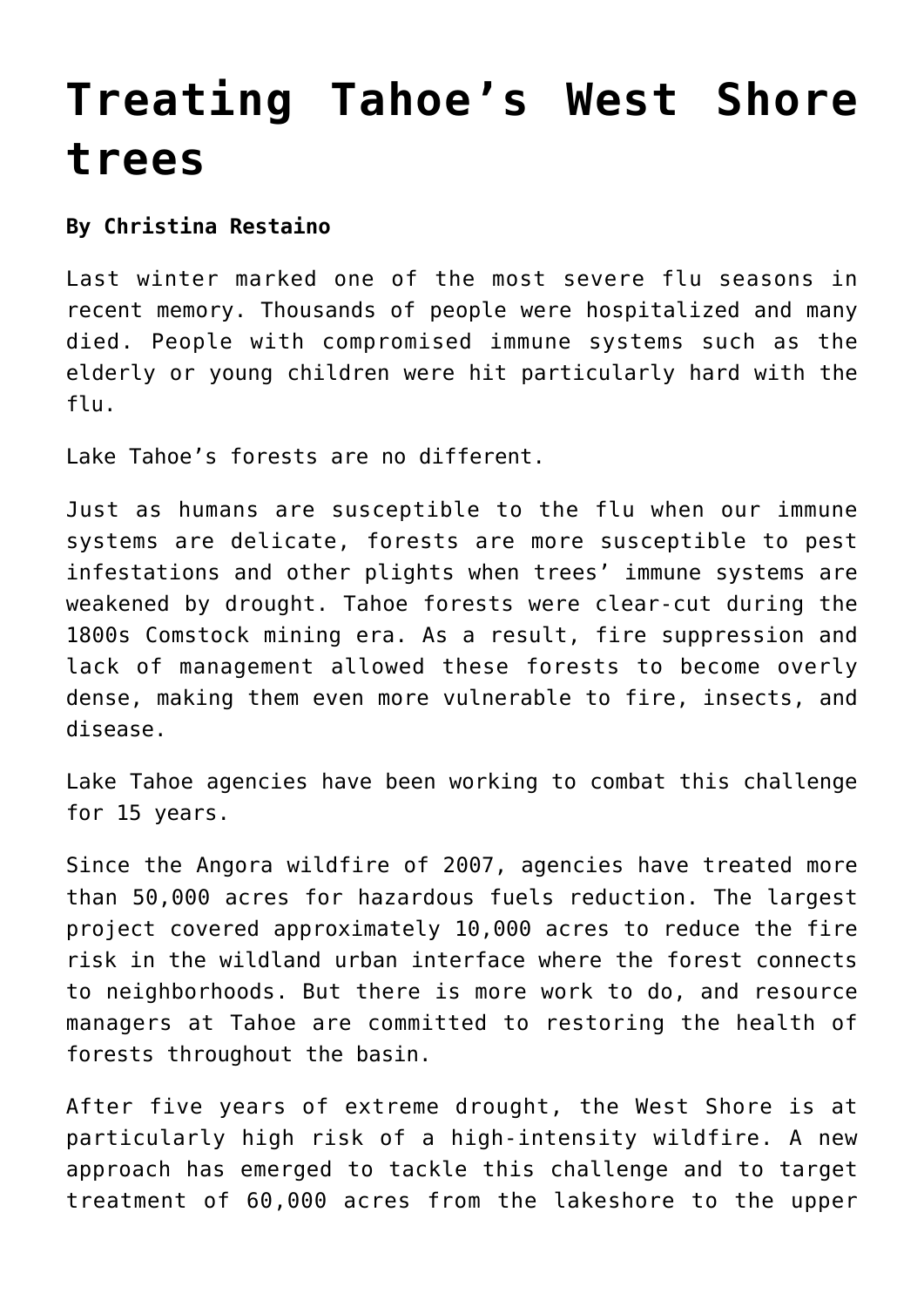# Treating Tahoe's West Shore trees

**By Christina Restaino**

Last winter marked one of the most severe flu seasons in recent memory. Thousands of people were hospitalized and many died. People with compromised immune systems such as the elderly or young children were hit particularly hard with the flu.

Lake Tahoe's forests are no different.

Just as humans are susceptible to the flu when our immune systems are delicate, forests are more susceptible to pest infestations and other plights when trees' immune systems are weakened by drought. Tahoe forests were clear-cut during the 1800s Comstock mining era. As a result, fire suppression and lack of management allowed these forests to become overly dense, making them even more vulnerable to fire, insects, and disease.

Lake Tahoe agencies have been working to combat this challenge for 15 years.

Since the Angora wildfire of 2007, agencies have treated more than 50,000 acres for hazardous fuels reduction. The largest project covered approximately 10,000 acres to reduce the fire risk in the wildland urban interface where the forest connects to neighborhoods. But there is more work to do, and resource managers at Tahoe are committed to restoring the health of forests throughout the basin.

After five years of extreme drought, the West Shore is at particularly high risk of a high-intensity wildfire. A new approach has emerged to tackle this challenge and to target treatment of 60,000 acres from the lakeshore to the upper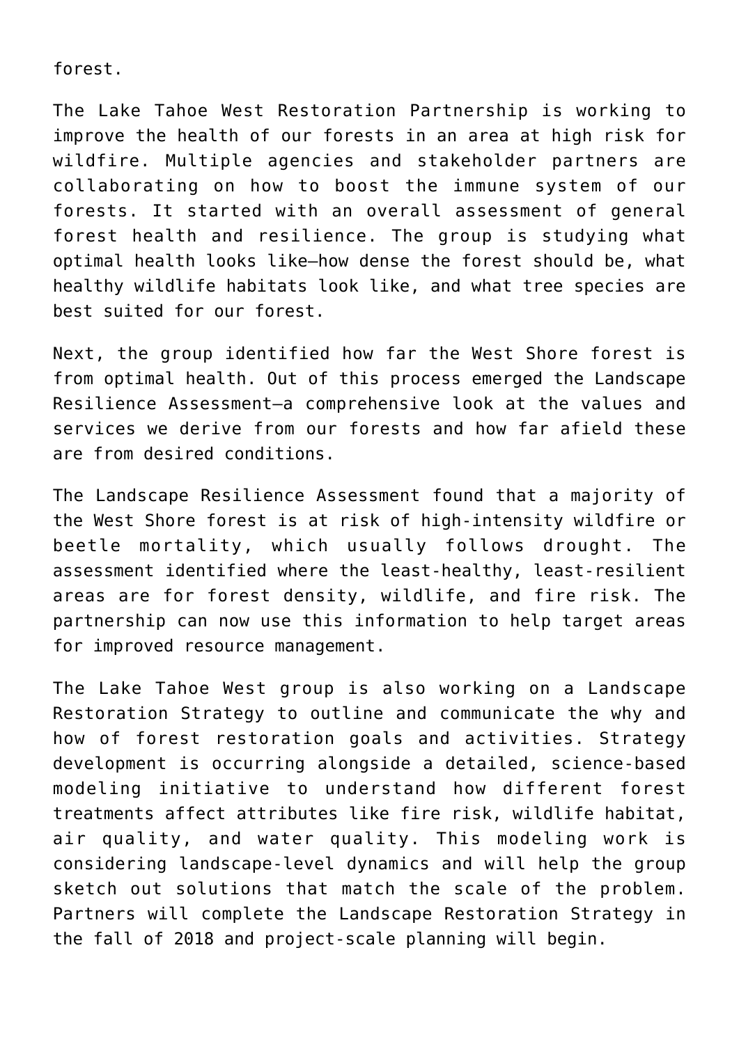forest.

The Lake Tahoe West Restoration Partnership is working to improve the health of our forests in an area at high risk for wildfire. Multiple agencies and stakeholder partners are collaborating on how to boost the immune system of our forests. It started with an overall assessment of general forest health and resilience. The group is studying what optimal health looks like—how dense the forest should be, what healthy wildlife habitats look like, and what tree species are best suited for our forest.

Next, the group identified how far the West Shore forest is from optimal health. Out of this process emerged the Landscape Resilience Assessment—a comprehensive look at the values and services we derive from our forests and how far afield these are from desired conditions.

The Landscape Resilience Assessment found that a majority of the West Shore forest is at risk of high-intensity wildfire or beetle mortality, which usually follows drought. The assessment identified where the least-healthy, least-resilient areas are for forest density, wildlife, and fire risk. The partnership can now use this information to help target areas for improved resource management.

The Lake Tahoe West group is also working on a Landscape Restoration Strategy to outline and communicate the why and how of forest restoration goals and activities. Strategy development is occurring alongside a detailed, science-based modeling initiative to understand how different forest treatments affect attributes like fire risk, wildlife habitat, air quality, and water quality. This modeling work is considering landscape-level dynamics and will help the group sketch out solutions that match the scale of the problem. Partners will complete the Landscape Restoration Strategy in the fall of 2018 and project-scale planning will begin.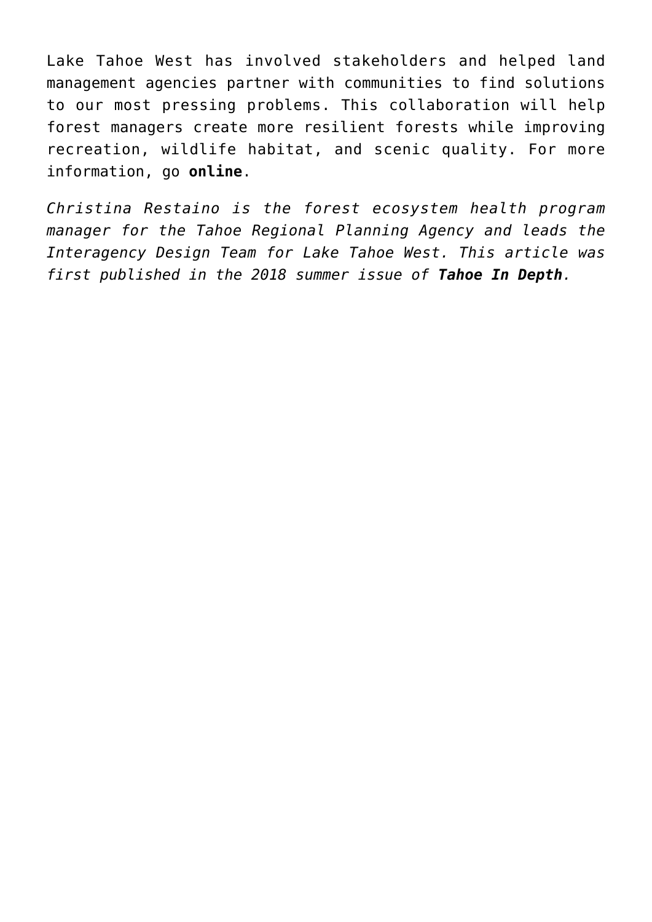Lake Tahoe West has involved stakeholders and helped land management agencies partner with communities to find solutions to our most pressing problems. This collaboration will help forest managers create more resilient forests while improving recreation, wildlife habitat, and scenic quality. For more information, go **online**.

*Christina Restaino is the forest ecosystem health program manager for the Tahoe Regional Planning Agency and leads the Interagency Design Team for Lake Tahoe West. This article was first published in the 2018 summer issue of **Tahoe In Depth**.*